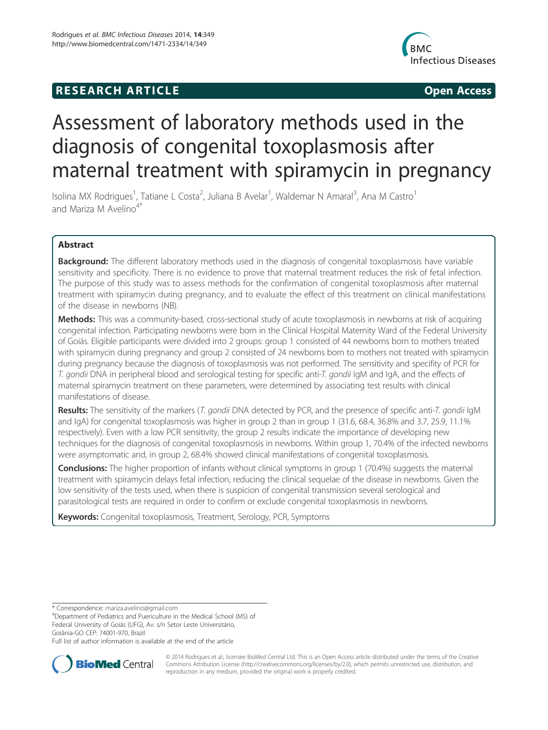RESEARCH ARTICLE **Open Access**

# Assessment of laboratory methods used in the diagnosis of congenital toxoplasmosis after maternal treatment with spiramycin in pregnancy

Isolina MX Rodrigues[1], Tatiane L Costa[2], Juliana B Avelar[1], Waldemar N Amaral[3], Ana M Castro[1] and Mariza M Avelino[4*]

## Abstract

**Background:** The different laboratory methods used in the diagnosis of congenital toxoplasmosis have variable sensitivity and specificity. There is no evidence to prove that maternal treatment reduces the risk of fetal infection. The purpose of this study was to assess methods for the confirmation of congenital toxoplasmosis after maternal treatment with spiramycin during pregnancy, and to evaluate the effect of this treatment on clinical manifestations of the disease in newborns (NB).

**Methods:** This was a community-based, cross-sectional study of acute toxoplasmosis in newborns at risk of acquiring congenital infection. Participating newborns were born in the Clinical Hospital Maternity Ward of the Federal University of Goiás. Eligible participants were divided into 2 groups: group 1 consisted of 44 newborns born to mothers treated with spiramycin during pregnancy and group 2 consisted of 24 newborns born to mothers not treated with spiramycin during pregnancy because the diagnosis of toxoplasmosis was not performed. The sensitivity and specifity of PCR for *T. gondii* DNA in peripheral blood and serological testing for specific anti-*T. gondii* IgM and IgA, and the effects of maternal spiramycin treatment on these parameters, were determined by associating test results with clinical manifestations of disease.

**Results:** The sensitivity of the markers (*T. gondii* DNA detected by PCR, and the presence of specific anti-*T. gondii* IgM and IgA) for congenital toxoplasmosis was higher in group 2 than in group 1 (31.6, 68.4, 36.8% and 3.7, 25.9, 11.1% respectively). Even with a low PCR sensitivity, the group 2 results indicate the importance of developing new techniques for the diagnosis of congenital toxoplasmosis in newborns. Within group 1, 70.4% of the infected newborns were asymptomatic and, in group 2, 68.4% showed clinical manifestations of congenital toxoplasmosis.

**Conclusions:** The higher proportion of infants without clinical symptoms in group 1 (70.4%) suggests the maternal treatment with spiramycin delays fetal infection, reducing the clinical sequelae of the disease in newborns. Given the low sensitivity of the tests used, when there is suspicion of congenital transmission several serological and parasitological tests are required in order to confirm or exclude congenital toxoplasmosis in newborns.

**Keywords:** Congenital toxoplasmosis, Treatment, Serology, PCR, Symptoms

\* Correspondence: mariza.avelino@gmail.com
[4]Department of Pediatrics and Puericulture in the Medical School (MS) of Federal University of Goiás (UFG), Av. s/n Setor Leste Universitário, Goiânia-GO CEP: 74001-970, Brazil
Full list of author information is available at the end of the article

© 2014 Rodrigues et al.; licensee BioMed Central Ltd. This is an Open Access article distributed under the terms of the Creative Commons Attribution License (http://creativecommons.org/licenses/by/2.0), which permits unrestricted use, distribution, and reproduction in any medium, provided the original work is properly credited.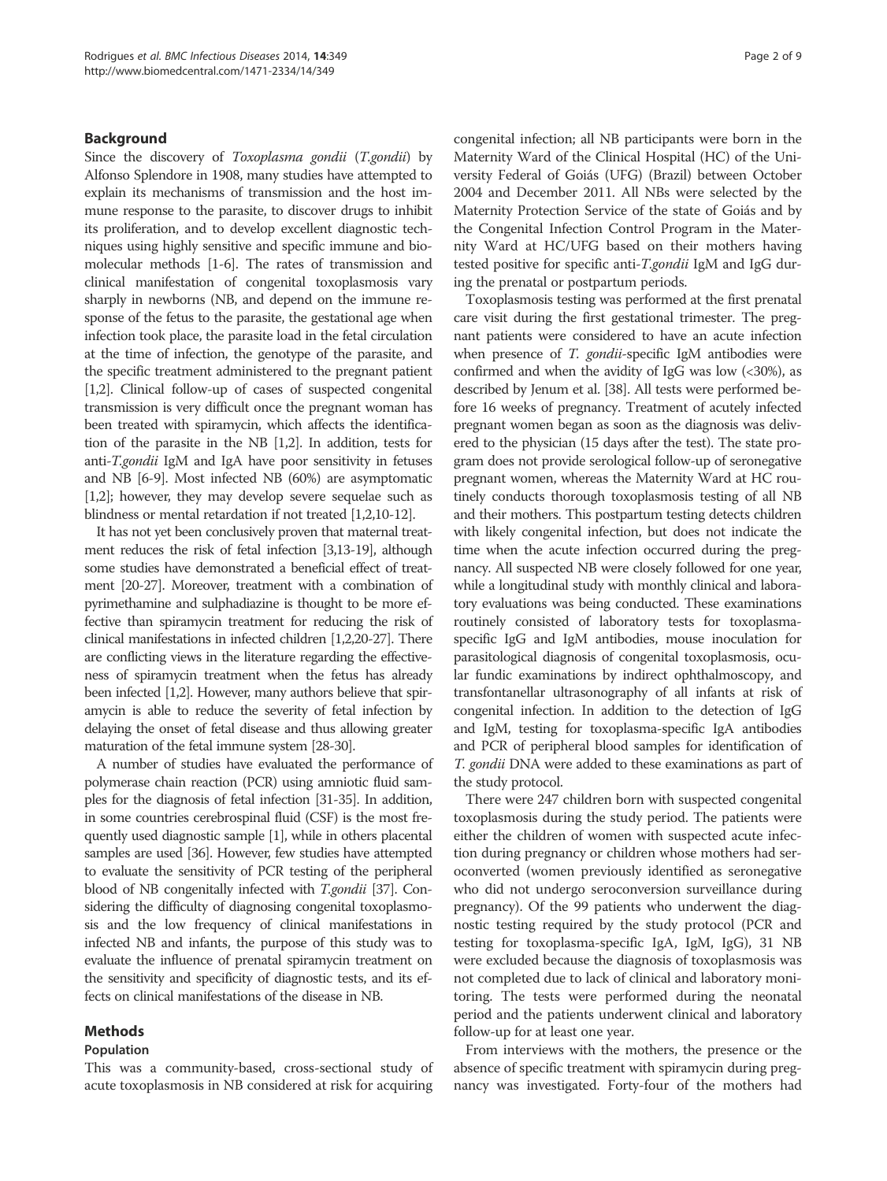## Background

Since the discovery of *Toxoplasma gondii* (*T.gondii*) by Alfonso Splendore in 1908, many studies have attempted to explain its mechanisms of transmission and the host immune response to the parasite, to discover drugs to inhibit its proliferation, and to develop excellent diagnostic techniques using highly sensitive and specific immune and biomolecular methods [1-6]. The rates of transmission and clinical manifestation of congenital toxoplasmosis vary sharply in newborns (NB, and depend on the immune response of the fetus to the parasite, the gestational age when infection took place, the parasite load in the fetal circulation at the time of infection, the genotype of the parasite, and the specific treatment administered to the pregnant patient [1,2]. Clinical follow-up of cases of suspected congenital transmission is very difficult once the pregnant woman has been treated with spiramycin, which affects the identification of the parasite in the NB [1,2]. In addition, tests for anti-*T.gondii* IgM and IgA have poor sensitivity in fetuses and NB [6-9]. Most infected NB (60%) are asymptomatic [1,2]; however, they may develop severe sequelae such as blindness or mental retardation if not treated [1,2,10-12].

It has not yet been conclusively proven that maternal treatment reduces the risk of fetal infection [3,13-19], although some studies have demonstrated a beneficial effect of treatment [20-27]. Moreover, treatment with a combination of pyrimethamine and sulphadiazine is thought to be more effective than spiramycin treatment for reducing the risk of clinical manifestations in infected children [1,2,20-27]. There are conflicting views in the literature regarding the effectiveness of spiramycin treatment when the fetus has already been infected [1,2]. However, many authors believe that spiramycin is able to reduce the severity of fetal infection by delaying the onset of fetal disease and thus allowing greater maturation of the fetal immune system [28-30].

A number of studies have evaluated the performance of polymerase chain reaction (PCR) using amniotic fluid samples for the diagnosis of fetal infection [31-35]. In addition, in some countries cerebrospinal fluid (CSF) is the most frequently used diagnostic sample [1], while in others placental samples are used [36]. However, few studies have attempted to evaluate the sensitivity of PCR testing of the peripheral blood of NB congenitally infected with *T.gondii* [37]. Considering the difficulty of diagnosing congenital toxoplasmosis and the low frequency of clinical manifestations in infected NB and infants, the purpose of this study was to evaluate the influence of prenatal spiramycin treatment on the sensitivity and specificity of diagnostic tests, and its effects on clinical manifestations of the disease in NB.

## Methods

### Population

This was a community-based, cross-sectional study of acute toxoplasmosis in NB considered at risk for acquiring congenital infection; all NB participants were born in the Maternity Ward of the Clinical Hospital (HC) of the University Federal of Goiás (UFG) (Brazil) between October 2004 and December 2011. All NBs were selected by the Maternity Protection Service of the state of Goiás and by the Congenital Infection Control Program in the Maternity Ward at HC/UFG based on their mothers having tested positive for specific anti-*T.gondii* IgM and IgG during the prenatal or postpartum periods.

Toxoplasmosis testing was performed at the first prenatal care visit during the first gestational trimester. The pregnant patients were considered to have an acute infection when presence of *T. gondii*-specific IgM antibodies were confirmed and when the avidity of IgG was low (<30%), as described by Jenum et al. [38]. All tests were performed before 16 weeks of pregnancy. Treatment of acutely infected pregnant women began as soon as the diagnosis was delivered to the physician (15 days after the test). The state program does not provide serological follow-up of seronegative pregnant women, whereas the Maternity Ward at HC routinely conducts thorough toxoplasmosis testing of all NB and their mothers. This postpartum testing detects children with likely congenital infection, but does not indicate the time when the acute infection occurred during the pregnancy. All suspected NB were closely followed for one year, while a longitudinal study with monthly clinical and laboratory evaluations was being conducted. These examinations routinely consisted of laboratory tests for toxoplasma-specific IgG and IgM antibodies, mouse inoculation for parasitological diagnosis of congenital toxoplasmosis, ocular fundic examinations by indirect ophthalmoscopy, and transfontanellar ultrasonography of all infants at risk of congenital infection. In addition to the detection of IgG and IgM, testing for toxoplasma-specific IgA antibodies and PCR of peripheral blood samples for identification of *T. gondii* DNA were added to these examinations as part of the study protocol.

There were 247 children born with suspected congenital toxoplasmosis during the study period. The patients were either the children of women with suspected acute infection during pregnancy or children whose mothers had seroconverted (women previously identified as seronegative who did not undergo seroconversion surveillance during pregnancy). Of the 99 patients who underwent the diagnostic testing required by the study protocol (PCR and testing for toxoplasma-specific IgA, IgM, IgG), 31 NB were excluded because the diagnosis of toxoplasmosis was not completed due to lack of clinical and laboratory monitoring. The tests were performed during the neonatal period and the patients underwent clinical and laboratory follow-up for at least one year.

From interviews with the mothers, the presence or the absence of specific treatment with spiramycin during pregnancy was investigated. Forty-four of the mothers had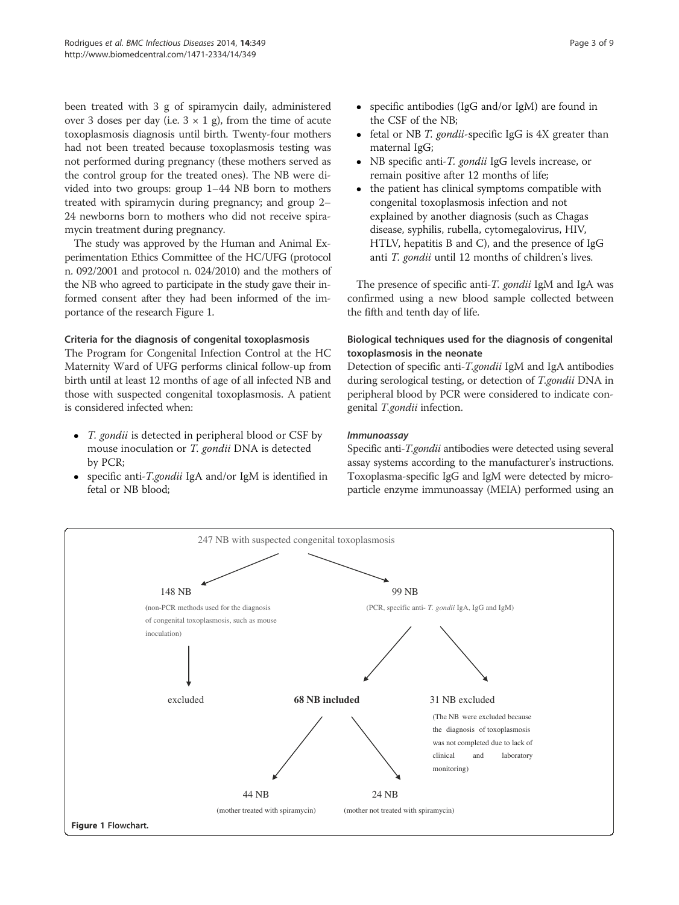been treated with 3 g of spiramycin daily, administered over 3 doses per day (i.e. $3 \times 1$ g), from the time of acute toxoplasmosis diagnosis until birth. Twenty-four mothers had not been treated because toxoplasmosis testing was not performed during pregnancy (these mothers served as the control group for the treated ones). The NB were divided into two groups: group 1–44 NB born to mothers treated with spiramycin during pregnancy; and group 2–24 newborns born to mothers who did not receive spiramycin treatment during pregnancy.

The study was approved by the Human and Animal Experimentation Ethics Committee of the HC/UFG (protocol n. 092/2001 and protocol n. 024/2010) and the mothers of the NB who agreed to participate in the study gave their informed consent after they had been informed of the importance of the research Figure 1.

### Criteria for the diagnosis of congenital toxoplasmosis

The Program for Congenital Infection Control at the HC Maternity Ward of UFG performs clinical follow-up from birth until at least 12 months of age of all infected NB and those with suspected congenital toxoplasmosis. A patient is considered infected when:

- *T. gondii* is detected in peripheral blood or CSF by mouse inoculation or *T. gondii* DNA is detected by PCR;
- specific anti-*T.gondii* IgA and/or IgM is identified in fetal or NB blood;
- specific antibodies (IgG and/or IgM) are found in the CSF of the NB;
- fetal or NB *T. gondii*-specific IgG is 4X greater than maternal IgG;
- NB specific anti-*T. gondii* IgG levels increase, or remain positive after 12 months of life;
- the patient has clinical symptoms compatible with congenital toxoplasmosis infection and not explained by another diagnosis (such as Chagas disease, syphilis, rubella, cytomegalovirus, HIV, HTLV, hepatitis B and C), and the presence of IgG anti *T. gondii* until 12 months of children's lives.

The presence of specific anti-*T. gondii* IgM and IgA was confirmed using a new blood sample collected between the fifth and tenth day of life.

### Biological techniques used for the diagnosis of congenital toxoplasmosis in the neonate

Detection of specific anti-*T.gondii* IgM and IgA antibodies during serological testing, or detection of *T.gondii* DNA in peripheral blood by PCR were considered to indicate congenital *T.gondii* infection.

#### *Immunoassay*

Specific anti-*T.gondii* antibodies were detected using several assay systems according to the manufacturer's instructions. Toxoplasma-specific IgG and IgM were detected by microparticle enzyme immunoassay (MEIA) performed using an

247 NB with suspected congenital toxoplasmosis

- 148 NB (non-PCR methods used for the diagnosis of congenital toxoplasmosis, such as mouse inoculation) → excluded
- 99 NB (PCR, specific anti- *T. gondii* IgA, IgG and IgM)
  - **68 NB included**
    - 44 NB (mother treated with spiramycin)
    - 24 NB (mother not treated with spiramycin)
  - 31 NB excluded (The NB were excluded because the diagnosis of toxoplasmosis was not completed due to lack of clinical and laboratory monitoring)

**Figure 1** Flowchart.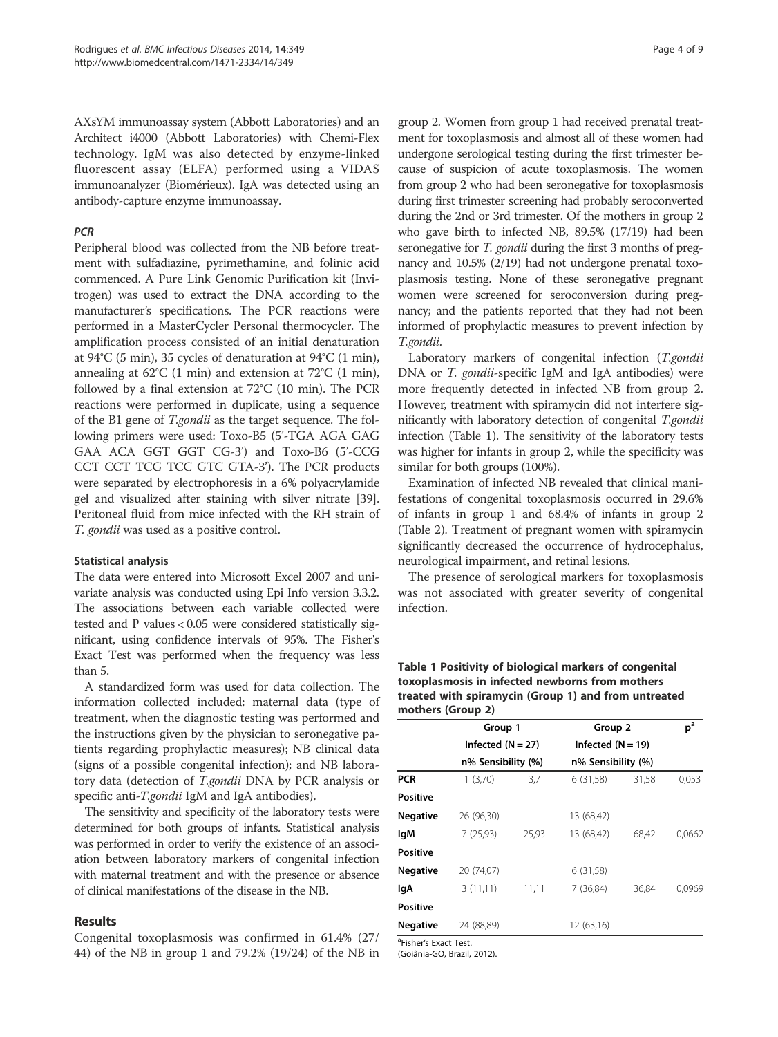AXsYM immunoassay system (Abbott Laboratories) and an Architect i4000 (Abbott Laboratories) with Chemi-Flex technology. IgM was also detected by enzyme-linked fluorescent assay (ELFA) performed using a VIDAS immunoanalyzer (Biomérieux). IgA was detected using an antibody-capture enzyme immunoassay.

### *PCR*

Peripheral blood was collected from the NB before treatment with sulfadiazine, pyrimethamine, and folinic acid commenced. A Pure Link Genomic Purification kit (Invitrogen) was used to extract the DNA according to the manufacturer's specifications. The PCR reactions were performed in a MasterCycler Personal thermocycler. The amplification process consisted of an initial denaturation at 94°C (5 min), 35 cycles of denaturation at 94°C (1 min), annealing at 62°C (1 min) and extension at 72°C (1 min), followed by a final extension at 72°C (10 min). The PCR reactions were performed in duplicate, using a sequence of the B1 gene of *T.gondii* as the target sequence. The following primers were used: Toxo-B5 (5'-TGA AGA GAG GAA ACA GGT GGT CG-3') and Toxo-B6 (5'-CCG CCT CCT TCG TCC GTC GTA-3'). The PCR products were separated by electrophoresis in a 6% polyacrylamide gel and visualized after staining with silver nitrate [39]. Peritoneal fluid from mice infected with the RH strain of *T. gondii* was used as a positive control.

### Statistical analysis

The data were entered into Microsoft Excel 2007 and univariate analysis was conducted using Epi Info version 3.3.2. The associations between each variable collected were tested and P values < 0.05 were considered statistically significant, using confidence intervals of 95%. The Fisher's Exact Test was performed when the frequency was less than 5.

A standardized form was used for data collection. The information collected included: maternal data (type of treatment, when the diagnostic testing was performed and the instructions given by the physician to seronegative patients regarding prophylactic measures); NB clinical data (signs of a possible congenital infection); and NB laboratory data (detection of *T.gondii* DNA by PCR analysis or specific anti-*T.gondii* IgM and IgA antibodies).

The sensitivity and specificity of the laboratory tests were determined for both groups of infants. Statistical analysis was performed in order to verify the existence of an association between laboratory markers of congenital infection with maternal treatment and with the presence or absence of clinical manifestations of the disease in the NB.

## Results

Congenital toxoplasmosis was confirmed in 61.4% (27/44) of the NB in group 1 and 79.2% (19/24) of the NB in group 2. Women from group 1 had received prenatal treatment for toxoplasmosis and almost all of these women had undergone serological testing during the first trimester because of suspicion of acute toxoplasmosis. The women from group 2 who had been seronegative for toxoplasmosis during first trimester screening had probably seroconverted during the 2nd or 3rd trimester. Of the mothers in group 2 who gave birth to infected NB, 89.5% (17/19) had been seronegative for *T. gondii* during the first 3 months of pregnancy and 10.5% (2/19) had not undergone prenatal toxoplasmosis testing. None of these seronegative pregnant women were screened for seroconversion during pregnancy; and the patients reported that they had not been informed of prophylactic measures to prevent infection by *T.gondii*.

Laboratory markers of congenital infection (*T.gondii* DNA or *T. gondii*-specific IgM and IgA antibodies) were more frequently detected in infected NB from group 2. However, treatment with spiramycin did not interfere significantly with laboratory detection of congenital *T.gondii* infection (Table 1). The sensitivity of the laboratory tests was higher for infants in group 2, while the specificity was similar for both groups (100%).

Examination of infected NB revealed that clinical manifestations of congenital toxoplasmosis occurred in 29.6% of infants in group 1 and 68.4% of infants in group 2 (Table 2). Treatment of pregnant women with spiramycin significantly decreased the occurrence of hydrocephalus, neurological impairment, and retinal lesions.

The presence of serological markers for toxoplasmosis was not associated with greater severity of congenital infection.

**Table 1 Positivity of biological markers of congenital toxoplasmosis in infected newborns from mothers treated with spiramycin (Group 1) and from untreated mothers (Group 2)**

| | Group 1 | | Group 2 | | p[a] |
|---|---|---|---|---|---|
| | Infected (N = 27) | | Infected (N = 19) | | |
| | n% | Sensibility (%) | n% | Sensibility (%) | |
| **PCR Positive** | 1 (3,70) | 3,7 | 6 (31,58) | 31,58 | 0,053 |
| **Negative** | 26 (96,30) | | 13 (68,42) | | |
| **IgM Positive** | 7 (25,93) | 25,93 | 13 (68,42) | 68,42 | 0,0662 |
| **Negative** | 20 (74,07) | | 6 (31,58) | | |
| **IgA Positive** | 3 (11,11) | 11,11 | 7 (36,84) | 36,84 | 0,0969 |
| **Negative** | 24 (88,89) | | 12 (63,16) | | |

[a]Fisher's Exact Test.
(Goiânia-GO, Brazil, 2012).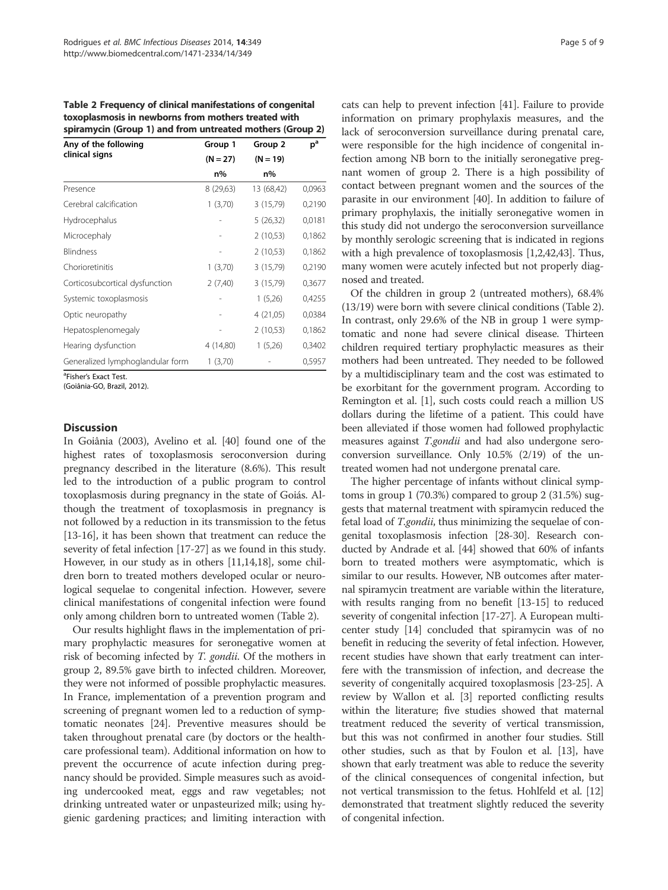**Table 2 Frequency of clinical manifestations of congenital toxoplasmosis in newborns from mothers treated with spiramycin (Group 1) and from untreated mothers (Group 2)**

| Any of the following clinical signs | Group 1 (N = 27) n% | Group 2 (N = 19) n% | p[a] |
|---|---|---|---|
| Presence | 8 (29,63) | 13 (68,42) | 0,0963 |
| Cerebral calcification | 1 (3,70) | 3 (15,79) | 0,2190 |
| Hydrocephalus | - | 5 (26,32) | 0,0181 |
| Microcephaly | - | 2 (10,53) | 0,1862 |
| Blindness | - | 2 (10,53) | 0,1862 |
| Chorioretinitis | 1 (3,70) | 3 (15,79) | 0,2190 |
| Corticosubcortical dysfunction | 2 (7,40) | 3 (15,79) | 0,3677 |
| Systemic toxoplasmosis | - | 1 (5,26) | 0,4255 |
| Optic neuropathy | - | 4 (21,05) | 0,0384 |
| Hepatosplenomegaly | - | 2 (10,53) | 0,1862 |
| Hearing dysfunction | 4 (14,80) | 1 (5,26) | 0,3402 |
| Generalized lymphoglandular form | 1 (3,70) | - | 0,5957 |

[a]Fisher's Exact Test.
(Goiânia-GO, Brazil, 2012).

## Discussion

In Goiânia (2003), Avelino et al. [40] found one of the highest rates of toxoplasmosis seroconversion during pregnancy described in the literature (8.6%). This result led to the introduction of a public program to control toxoplasmosis during pregnancy in the state of Goiás. Although the treatment of toxoplasmosis in pregnancy is not followed by a reduction in its transmission to the fetus [13-16], it has been shown that treatment can reduce the severity of fetal infection [17-27] as we found in this study. However, in our study as in others [11,14,18], some children born to treated mothers developed ocular or neurological sequelae to congenital infection. However, severe clinical manifestations of congenital infection were found only among children born to untreated women (Table 2).

Our results highlight flaws in the implementation of primary prophylactic measures for seronegative women at risk of becoming infected by *T. gondii*. Of the mothers in group 2, 89.5% gave birth to infected children. Moreover, they were not informed of possible prophylactic measures. In France, implementation of a prevention program and screening of pregnant women led to a reduction of symptomatic neonates [24]. Preventive measures should be taken throughout prenatal care (by doctors or the healthcare professional team). Additional information on how to prevent the occurrence of acute infection during pregnancy should be provided. Simple measures such as avoiding undercooked meat, eggs and raw vegetables; not drinking untreated water or unpasteurized milk; using hygienic gardening practices; and limiting interaction with cats can help to prevent infection [41]. Failure to provide information on primary prophylaxis measures, and the lack of seroconversion surveillance during prenatal care, were responsible for the high incidence of congenital infection among NB born to the initially seronegative pregnant women of group 2. There is a high possibility of contact between pregnant women and the sources of the parasite in our environment [40]. In addition to failure of primary prophylaxis, the initially seronegative women in this study did not undergo the seroconversion surveillance by monthly serologic screening that is indicated in regions with a high prevalence of toxoplasmosis [1,2,42,43]. Thus, many women were acutely infected but not properly diagnosed and treated.

Of the children in group 2 (untreated mothers), 68.4% (13/19) were born with severe clinical conditions (Table 2). In contrast, only 29.6% of the NB in group 1 were symptomatic and none had severe clinical disease. Thirteen children required tertiary prophylactic measures as their mothers had been untreated. They needed to be followed by a multidisciplinary team and the cost was estimated to be exorbitant for the government program. According to Remington et al. [1], such costs could reach a million US dollars during the lifetime of a patient. This could have been alleviated if those women had followed prophylactic measures against *T.gondii* and had also undergone seroconversion surveillance. Only 10.5% (2/19) of the untreated women had not undergone prenatal care.

The higher percentage of infants without clinical symptoms in group 1 (70.3%) compared to group 2 (31.5%) suggests that maternal treatment with spiramycin reduced the fetal load of *T.gondii*, thus minimizing the sequelae of congenital toxoplasmosis infection [28-30]. Research conducted by Andrade et al. [44] showed that 60% of infants born to treated mothers were asymptomatic, which is similar to our results. However, NB outcomes after maternal spiramycin treatment are variable within the literature, with results ranging from no benefit [13-15] to reduced severity of congenital infection [17-27]. A European multicenter study [14] concluded that spiramycin was of no benefit in reducing the severity of fetal infection. However, recent studies have shown that early treatment can interfere with the transmission of infection, and decrease the severity of congenitally acquired toxoplasmosis [23-25]. A review by Wallon et al. [3] reported conflicting results within the literature; five studies showed that maternal treatment reduced the severity of vertical transmission, but this was not confirmed in another four studies. Still other studies, such as that by Foulon et al. [13], have shown that early treatment was able to reduce the severity of the clinical consequences of congenital infection, but not vertical transmission to the fetus. Hohlfeld et al. [12] demonstrated that treatment slightly reduced the severity of congenital infection.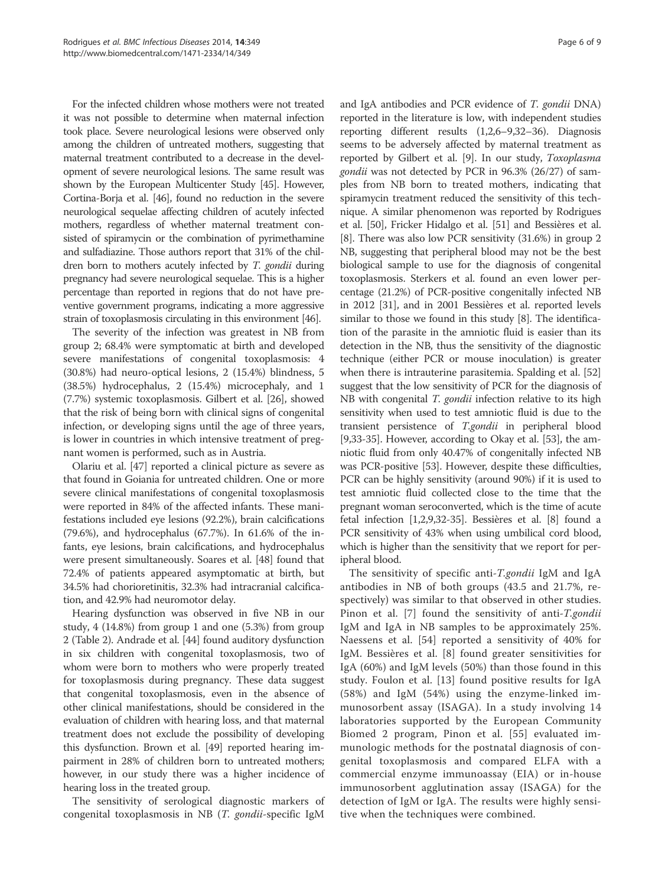For the infected children whose mothers were not treated it was not possible to determine when maternal infection took place. Severe neurological lesions were observed only among the children of untreated mothers, suggesting that maternal treatment contributed to a decrease in the development of severe neurological lesions. The same result was shown by the European Multicenter Study [45]. However, Cortina-Borja et al. [46], found no reduction in the severe neurological sequelae affecting children of acutely infected mothers, regardless of whether maternal treatment consisted of spiramycin or the combination of pyrimethamine and sulfadiazine. Those authors report that 31% of the children born to mothers acutely infected by *T. gondii* during pregnancy had severe neurological sequelae. This is a higher percentage than reported in regions that do not have preventive government programs, indicating a more aggressive strain of toxoplasmosis circulating in this environment [46].

The severity of the infection was greatest in NB from group 2; 68.4% were symptomatic at birth and developed severe manifestations of congenital toxoplasmosis: 4 (30.8%) had neuro-optical lesions, 2 (15.4%) blindness, 5 (38.5%) hydrocephalus, 2 (15.4%) microcephaly, and 1 (7.7%) systemic toxoplasmosis. Gilbert et al. [26], showed that the risk of being born with clinical signs of congenital infection, or developing signs until the age of three years, is lower in countries in which intensive treatment of pregnant women is performed, such as in Austria.

Olariu et al. [47] reported a clinical picture as severe as that found in Goiania for untreated children. One or more severe clinical manifestations of congenital toxoplasmosis were reported in 84% of the affected infants. These manifestations included eye lesions (92.2%), brain calcifications (79.6%), and hydrocephalus (67.7%). In 61.6% of the infants, eye lesions, brain calcifications, and hydrocephalus were present simultaneously. Soares et al. [48] found that 72.4% of patients appeared asymptomatic at birth, but 34.5% had chorioretinitis, 32.3% had intracranial calcification, and 42.9% had neuromotor delay.

Hearing dysfunction was observed in five NB in our study, 4 (14.8%) from group 1 and one (5.3%) from group 2 (Table 2). Andrade et al. [44] found auditory dysfunction in six children with congenital toxoplasmosis, two of whom were born to mothers who were properly treated for toxoplasmosis during pregnancy. These data suggest that congenital toxoplasmosis, even in the absence of other clinical manifestations, should be considered in the evaluation of children with hearing loss, and that maternal treatment does not exclude the possibility of developing this dysfunction. Brown et al. [49] reported hearing impairment in 28% of children born to untreated mothers; however, in our study there was a higher incidence of hearing loss in the treated group.

The sensitivity of serological diagnostic markers of congenital toxoplasmosis in NB (*T. gondii*-specific IgM and IgA antibodies and PCR evidence of *T. gondii* DNA) reported in the literature is low, with independent studies reporting different results (1,2,6–9,32–36). Diagnosis seems to be adversely affected by maternal treatment as reported by Gilbert et al. [9]. In our study, *Toxoplasma gondii* was not detected by PCR in 96.3% (26/27) of samples from NB born to treated mothers, indicating that spiramycin treatment reduced the sensitivity of this technique. A similar phenomenon was reported by Rodrigues et al. [50], Fricker Hidalgo et al. [51] and Bessières et al. [8]. There was also low PCR sensitivity (31.6%) in group 2 NB, suggesting that peripheral blood may not be the best biological sample to use for the diagnosis of congenital toxoplasmosis. Sterkers et al. found an even lower percentage (21.2%) of PCR-positive congenitally infected NB in 2012 [31], and in 2001 Bessières et al. reported levels similar to those we found in this study [8]. The identification of the parasite in the amniotic fluid is easier than its detection in the NB, thus the sensitivity of the diagnostic technique (either PCR or mouse inoculation) is greater when there is intrauterine parasitemia. Spalding et al. [52] suggest that the low sensitivity of PCR for the diagnosis of NB with congenital *T. gondii* infection relative to its high sensitivity when used to test amniotic fluid is due to the transient persistence of *T.gondii* in peripheral blood [9,33-35]. However, according to Okay et al. [53], the amniotic fluid from only 40.47% of congenitally infected NB was PCR-positive [53]. However, despite these difficulties, PCR can be highly sensitivity (around 90%) if it is used to test amniotic fluid collected close to the time that the pregnant woman seroconverted, which is the time of acute fetal infection [1,2,9,32-35]. Bessières et al. [8] found a PCR sensitivity of 43% when using umbilical cord blood, which is higher than the sensitivity that we report for peripheral blood.

The sensitivity of specific anti-*T.gondii* IgM and IgA antibodies in NB of both groups (43.5 and 21.7%, respectively) was similar to that observed in other studies. Pinon et al. [7] found the sensitivity of anti-*T.gondii* IgM and IgA in NB samples to be approximately 25%. Naessens et al. [54] reported a sensitivity of 40% for IgM. Bessières et al. [8] found greater sensitivities for IgA (60%) and IgM levels (50%) than those found in this study. Foulon et al. [13] found positive results for IgA (58%) and IgM (54%) using the enzyme-linked immunosorbent assay (ISAGA). In a study involving 14 laboratories supported by the European Community Biomed 2 program, Pinon et al. [55] evaluated immunologic methods for the postnatal diagnosis of congenital toxoplasmosis and compared ELFA with a commercial enzyme immunoassay (EIA) or in-house immunosorbent agglutination assay (ISAGA) for the detection of IgM or IgA. The results were highly sensitive when the techniques were combined.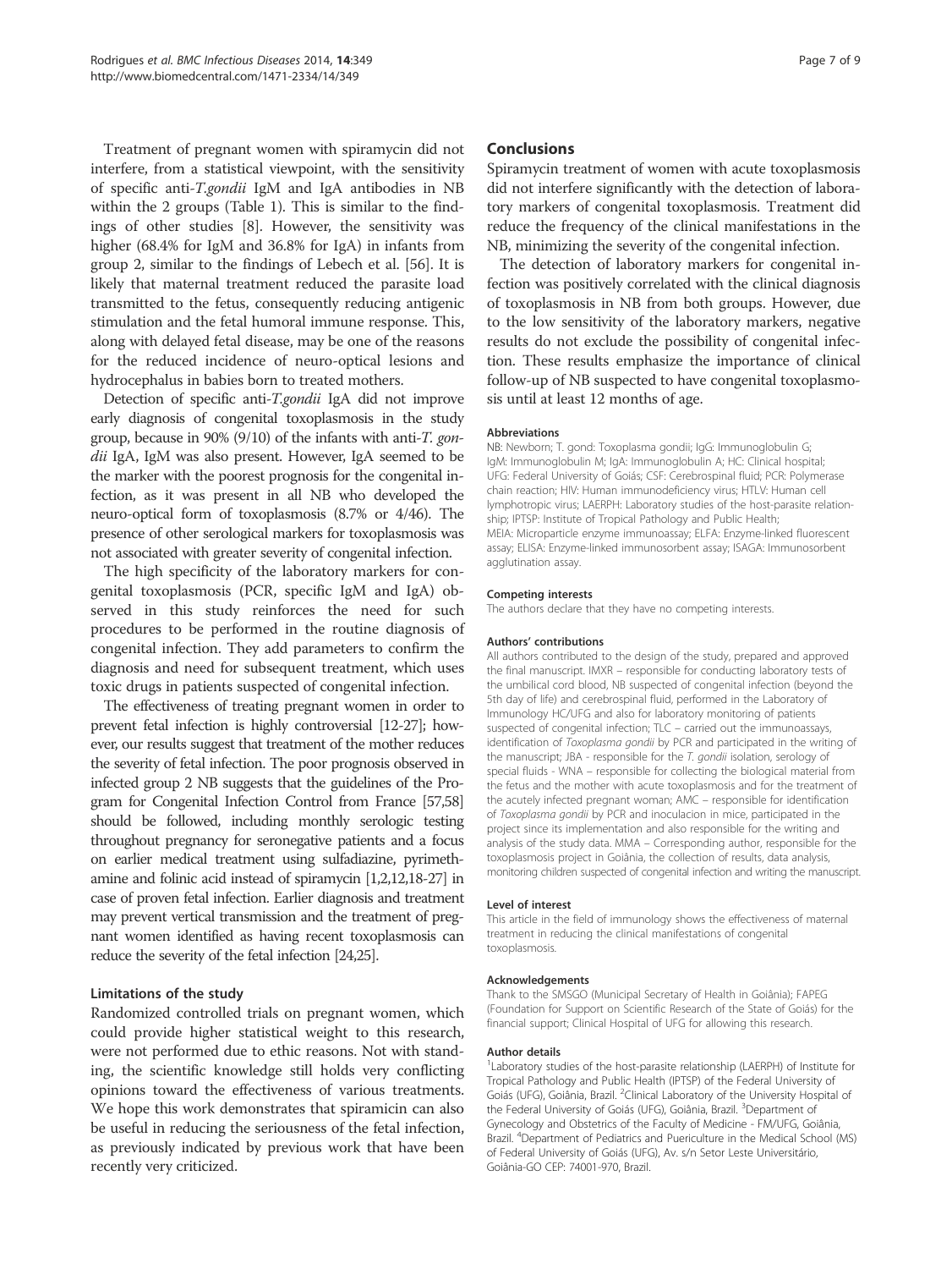Treatment of pregnant women with spiramycin did not interfere, from a statistical viewpoint, with the sensitivity of specific anti-*T.gondii* IgM and IgA antibodies in NB within the 2 groups (Table 1). This is similar to the findings of other studies [8]. However, the sensitivity was higher (68.4% for IgM and 36.8% for IgA) in infants from group 2, similar to the findings of Lebech et al. [56]. It is likely that maternal treatment reduced the parasite load transmitted to the fetus, consequently reducing antigenic stimulation and the fetal humoral immune response. This, along with delayed fetal disease, may be one of the reasons for the reduced incidence of neuro-optical lesions and hydrocephalus in babies born to treated mothers.

Detection of specific anti-*T.gondii* IgA did not improve early diagnosis of congenital toxoplasmosis in the study group, because in 90% (9/10) of the infants with anti-*T. gondii* IgA, IgM was also present. However, IgA seemed to be the marker with the poorest prognosis for the congenital infection, as it was present in all NB who developed the neuro-optical form of toxoplasmosis (8.7% or 4/46). The presence of other serological markers for toxoplasmosis was not associated with greater severity of congenital infection.

The high specificity of the laboratory markers for congenital toxoplasmosis (PCR, specific IgM and IgA) observed in this study reinforces the need for such procedures to be performed in the routine diagnosis of congenital infection. They add parameters to confirm the diagnosis and need for subsequent treatment, which uses toxic drugs in patients suspected of congenital infection.

The effectiveness of treating pregnant women in order to prevent fetal infection is highly controversial [12-27]; however, our results suggest that treatment of the mother reduces the severity of fetal infection. The poor prognosis observed in infected group 2 NB suggests that the guidelines of the Program for Congenital Infection Control from France [57,58] should be followed, including monthly serologic testing throughout pregnancy for seronegative patients and a focus on earlier medical treatment using sulfadiazine, pyrimethamine and folinic acid instead of spiramycin [1,2,12,18-27] in case of proven fetal infection. Earlier diagnosis and treatment may prevent vertical transmission and the treatment of pregnant women identified as having recent toxoplasmosis can reduce the severity of the fetal infection [24,25].

### Limitations of the study

Randomized controlled trials on pregnant women, which could provide higher statistical weight to this research, were not performed due to ethic reasons. Not with standing, the scientific knowledge still holds very conflicting opinions toward the effectiveness of various treatments. We hope this work demonstrates that spiramicin can also be useful in reducing the seriousness of the fetal infection, as previously indicated by previous work that have been recently very criticized.

## Conclusions

Spiramycin treatment of women with acute toxoplasmosis did not interfere significantly with the detection of laboratory markers of congenital toxoplasmosis. Treatment did reduce the frequency of the clinical manifestations in the NB, minimizing the severity of the congenital infection.

The detection of laboratory markers for congenital infection was positively correlated with the clinical diagnosis of toxoplasmosis in NB from both groups. However, due to the low sensitivity of the laboratory markers, negative results do not exclude the possibility of congenital infection. These results emphasize the importance of clinical follow-up of NB suspected to have congenital toxoplasmosis until at least 12 months of age.

#### Abbreviations

NB: Newborn; T. gond: Toxoplasma gondii; IgG: Immunoglobulin G; IgM: Immunoglobulin M; IgA: Immunoglobulin A; HC: Clinical hospital; UFG: Federal University of Goiás; CSF: Cerebrospinal fluid; PCR: Polymerase chain reaction; HIV: Human immunodeficiency virus; HTLV: Human cell lymphotropic virus; LAERPH: Laboratory studies of the host-parasite relationship; IPTSP: Institute of Tropical Pathology and Public Health; MEIA: Microparticle enzyme immunoassay; ELFA: Enzyme-linked fluorescent assay; ELISA: Enzyme-linked immunosorbent assay; ISAGA: Immunosorbent agglutination assay.

#### Competing interests

The authors declare that they have no competing interests.

#### Authors' contributions

All authors contributed to the design of the study, prepared and approved the final manuscript. IMXR – responsible for conducting laboratory tests of the umbilical cord blood, NB suspected of congenital infection (beyond the 5th day of life) and cerebrospinal fluid, performed in the Laboratory of Immunology HC/UFG and also for laboratory monitoring of patients suspected of congenital infection; TLC – carried out the immunoassays, identification of *Toxoplasma gondii* by PCR and participated in the writing of the manuscript; JBA - responsible for the *T. gondii* isolation, serology of special fluids - WNA – responsible for collecting the biological material from the fetus and the mother with acute toxoplasmosis and for the treatment of the acutely infected pregnant woman; AMC – responsible for identification of *Toxoplasma gondii* by PCR and inoculacion in mice, participated in the project since its implementation and also responsible for the writing and analysis of the study data. MMA – Corresponding author, responsible for the toxoplasmosis project in Goiânia, the collection of results, data analysis, monitoring children suspected of congenital infection and writing the manuscript.

#### Level of interest

This article in the field of immunology shows the effectiveness of maternal treatment in reducing the clinical manifestations of congenital toxoplasmosis.

#### Acknowledgements

Thank to the SMSGO (Municipal Secretary of Health in Goiânia); FAPEG (Foundation for Support on Scientific Research of the State of Goiás) for the financial support; Clinical Hospital of UFG for allowing this research.

#### Author details

[1]Laboratory studies of the host-parasite relationship (LAERPH) of Institute for Tropical Pathology and Public Health (IPTSP) of the Federal University of Goiás (UFG), Goiânia, Brazil. [2]Clinical Laboratory of the University Hospital of the Federal University of Goiás (UFG), Goiânia, Brazil. [3]Department of Gynecology and Obstetrics of the Faculty of Medicine - FM/UFG, Goiânia, Brazil. [4]Department of Pediatrics and Puericulture in the Medical School (MS) of Federal University of Goiás (UFG), Av. s/n Setor Leste Universitário, Goiânia-GO CEP: 74001-970, Brazil.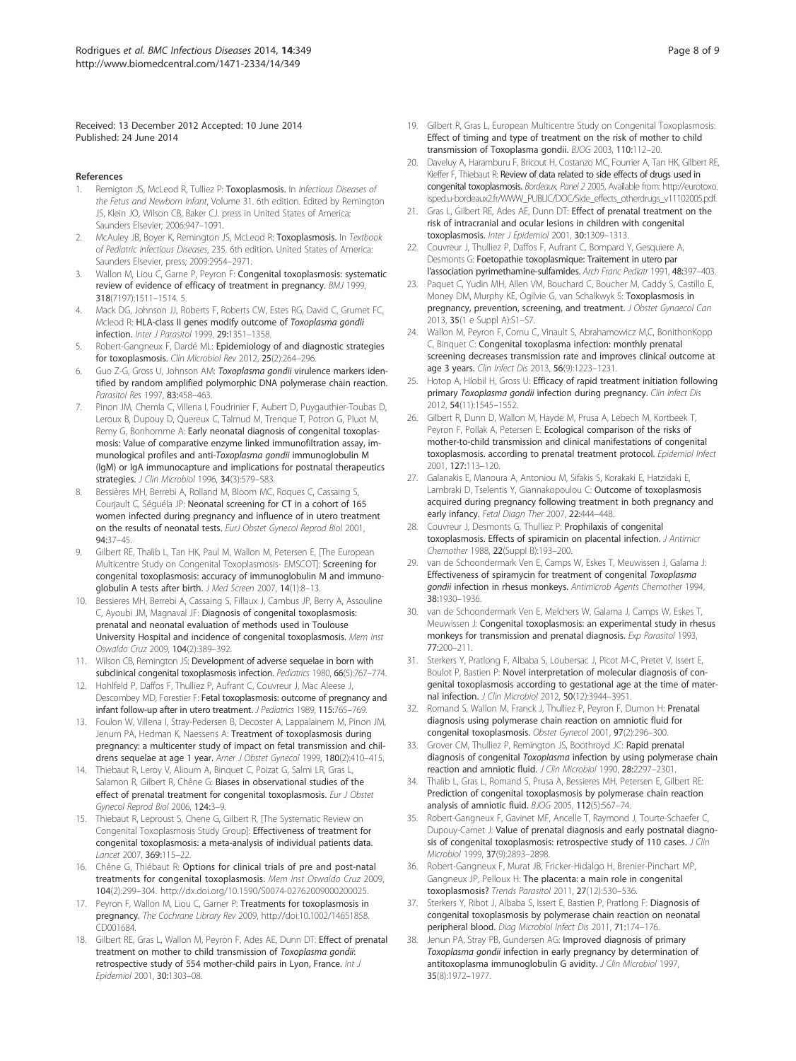Received: 13 December 2012 Accepted: 10 June 2014
Published: 24 June 2014

## References

1. Remigton JS, McLeod R, Tulliez P: **Toxoplasmosis.** In *Infectious Diseases of the Fetus and Newborn Infant*, Volume 31. 6th edition. Edited by Remington JS, Klein JO, Wilson CB, Baker CJ. press in United States of America: Saunders Elsevier; 2006:947–1091.
2. McAuley JB, Boyer K, Remington JS, McLeod R: **Toxoplasmosis.** In *Textbook of Pediatric Infectious Diseases*, 235. 6th edition. United States of America: Saunders Elsevier, press; 2009:2954–2971.
3. Wallon M, Liou C, Garne P, Peyron F: **Congenital toxoplasmosis: systematic review of evidence of efficacy of treatment in pregnancy.** *BMJ* 1999, **318**(7197):1511–1514. 5.
4. Mack DG, Johnson JJ, Roberts F, Roberts CW, Estes RG, David C, Grumet FC, Mcleod R: **HLA-class II genes modify outcome of *Toxoplasma gondii* infection.** *Inter J Parasitol* 1999, **29:**1351–1358.
5. Robert-Gangneux F, Dardé ML: **Epidemiology of and diagnostic strategies for toxoplasmosis.** *Clin Microbiol Rev* 2012, **25**(2):264–296.
6. Guo Z-G, Gross U, Johnson AM: ***Toxoplasma gondii* virulence markers identified by random amplified polymorphic DNA polymerase chain reaction.** *Parasitol Res* 1997, **83:**458–463.
7. Pinon JM, Chemla C, Villena I, Foudrinier F, Aubert D, Puygauthier-Toubas D, Leroux B, Dupouy D, Quereux C, Talmud M, Trenque T, Potron G, Pluot M, Remy G, Bonhomme A: **Early neonatal diagnosis of congenital toxoplasmosis: Value of comparative enzyme linked immunofiltration assay, immunological profiles and anti-*Toxoplasma gondii* immunoglobulin M (IgM) or IgA immunocapture and implications for postnatal therapeutics strategies.** *J Clin Microbiol* 1996, **34**(3):579–583.
8. Bessières MH, Berrebi A, Rolland M, Bloom MC, Roques C, Cassaing S, Courjault C, Séguéla JP: **Neonatal screening for CT in a cohort of 165 women infected during pregnancy and influence of in utero treatment on the results of neonatal tests.** *EurJ Obstet Gynecol Reprod Biol* 2001, **94:**37–45.
9. Gilbert RE, Thalib L, Tan HK, Paul M, Wallon M, Petersen E, [The European Multicentre Study on Congenital Toxoplasmosis- EMSCOT]: **Screening for congenital toxoplasmosis: accuracy of immunoglobulin M and immunoglobulin A tests after birth.** *J Med Screen* 2007, **14**(1):8–13.
10. Bessieres MH, Berrebi A, Cassaing S, Fillaux J, Cambus JP, Berry A, Assouline C, Ayoubi JM, Magnaval JF: **Diagnosis of congenital toxoplasmosis: prenatal and neonatal evaluation of methods used in Toulouse University Hospital and incidence of congenital toxoplasmosis.** *Mem Inst Oswaldo Cruz* 2009, **104**(2):389–392.
11. Wilson CB, Remington JS: **Development of adverse sequelae in born with subclinical congenital toxoplasmosis infection.** *Pediatrics* 1980, **66**(5):767–774.
12. Hohlfeld P, Daffos F, Thulliez P, Aufrant C, Couvreur J, Mac Aleese J, Descombey MD, Forestier F: **Fetal toxoplasmosis: outcome of pregnancy and infant follow-up after in utero treatment.** *J Pediatrics* 1989, **115:**765–769.
13. Foulon W, Villena I, Stray-Pedersen B, Decoster A, Lappalainem M, Pinon JM, Jenum PA, Hedman K, Naessens A: **Treatment of toxoplasmosis during pregnancy: a multicenter study of impact on fetal transmission and childrens sequelae at age 1 year.** *Amer J Obstet Gynecol* 1999, **180**(2):410–415.
14. Thiebaut R, Leroy V, Alioum A, Binquet C, Poizat G, Salmi LR, Gras L, Salamon R, Gilbert R, Chêne G: **Biases in observational studies of the effect of prenatal treatment for congenital toxoplasmosis.** *Eur J Obstet Gynecol Reprod Biol* 2006, **124:**3–9.
15. Thiebaut R, Leproust S, Chene G, Gilbert R, [The Systematic Review on Congenital Toxoplasmosis Study Group]: **Effectiveness of treatment for congenital toxoplasmosis: a meta-analysis of individual patients data.** *Lancet* 2007, **369:**115–22.
16. Chêne G, Thiébaut R: **Options for clinical trials of pre and post-natal treatments for congenital toxoplasmosis.** *Mem Inst Oswaldo Cruz* 2009, **104**(2):299–304. http://dx.doi.org/10.1590/S0074-02762009000200025.
17. Peyron F, Wallon M, Liou C, Garner P: **Treatments for toxoplasmosis in pregnancy.** *The Cochrane Library Rev* 2009, http://doi:10.1002/14651858. CD001684.
18. Gilbert RE, Gras L, Wallon M, Peyron F, Ades AE, Dunn DT: **Effect of prenatal treatment on mother to child transmission of *Toxoplasma gondii*: retrospective study of 554 mother-child pairs in Lyon, France.** *Int J Epidemiol* 2001, **30:**1303–08.
19. Gilbert R, Gras L, European Multicentre Study on Congenital Toxoplasmosis: **Effect of timing and type of treatment on the risk of mother to child transmission of Toxoplasma gondii.** *BJOG* 2003, **110:**112–20.
20. Daveluy A, Haramburu F, Bricout H, Costanzo MC, Fourrier A, Tan HK, Gilbert RE, Kieffer F, Thiebaut R: **Review of data related to side effects of drugs used in congenital toxoplasmosis.** *Bordeaux, Panel 2* 2005, Available from: http://eurotoxo.isped.u-bordeaux2.fr/WWW_PUBLIC/DOC/Side_effects_otherdrugs_v11102005.pdf.
21. Gras L, Gilbert RE, Ades AE, Dunn DT: **Effect of prenatal treatment on the risk of intracranial and ocular lesions in children with congenital toxoplasmosis.** *Inter J Epidemiol* 2001, **30:**1309–1313.
22. Couvreur J, Thulliez P, Daffos F, Aufrant C, Bompard Y, Gesquiere A, Desmonts G: **Foetopathie toxoplasmique: Traitement in utero par l'association pyrimethamine-sulfamides.** *Arch Franc Pediatr* 1991, **48:**397–403.
23. Paquet C, Yudin MH, Allen VM, Bouchard C, Boucher M, Caddy S, Castillo E, Money DM, Murphy KE, Ogilvie G, van Schalkwyk S: **Toxoplasmosis in pregnancy, prevention, screening, and treatment.** *J Obstet Gynaecol Can* 2013, **35**(1 e Suppl A):S1–S7.
24. Wallon M, Peyron F, Cornu C, Vinault S, Abrahamowicz M,C, BonithonKopp C, Binquet C: **Congenital toxoplasma infection: monthly prenatal screening decreases transmission rate and improves clinical outcome at age 3 years.** *Clin Infect Dis* 2013, **56**(9):1223–1231.
25. Hotop A, Hlobil H, Gross U: **Efficacy of rapid treatment initiation following primary *Toxoplasma gondii* infection during pregnancy.** *Clin Infect Dis* 2012, **54**(11):1545–1552.
26. Gilbert R, Dunn D, Wallon M, Hayde M, Prusa A, Lebech M, Kortbeek T, Peyron F, Pollak A, Petersen E: **Ecological comparison of the risks of mother-to-child transmission and clinical manifestations of congenital toxoplasmosis. according to prenatal treatment protocol.** *Epidemiol Infect* 2001, **127:**113–120.
27. Galanakis E, Manoura A, Antoniou M, Sifakis S, Korakaki E, Hatzidaki E, Lambraki D, Tselentis Y, Giannakopoulou C: **Outcome of toxoplasmosis acquired during pregnancy following treatment in both pregnancy and early infancy.** *Fetal Diagn Ther* 2007, **22:**444–448.
28. Couvreur J, Desmonts G, Thulliez P: **Prophilaxis of congenital toxoplasmosis. Effects of spiramicin on placental infection.** *J Antimicr Chemother* 1988, **22**(Suppl B):193–200.
29. van de Schoondermark Ven E, Camps W, Eskes T, Meuwissen J, Galama J: **Effectiveness of spiramycin for treatment of congenital *Toxoplasma gondii* infection in rhesus monkeys.** *Antimicrob Agents Chemother* 1994, **38:**1930–1936.
30. van de Schoondermark Ven E, Melchers W, Galama J, Camps W, Eskes T, Meuwissen J: **Congenital toxoplasmosis: an experimental study in rhesus monkeys for transmission and prenatal diagnosis.** *Exp Parasitol* 1993, **77:**200–211.
31. Sterkers Y, Pratlong F, Albaba S, Loubersac J, Picot M-C, Pretet V, Issert E, Boulot P, Bastien P: **Novel interpretation of molecular diagnosis of congenital toxoplasmosis according to gestational age at the time of maternal infection.** *J Clin Microbiol* 2012, **50**(12):3944–3951.
32. Romand S, Wallon M, Franck J, Thulliez P, Peyron F, Dumon H: **Prenatal diagnosis using polymerase chain reaction on amniotic fluid for congenital toxoplasmosis.** *Obstet Gynecol* 2001, **97**(2):296–300.
33. Grover CM, Thulliez P, Remington JS, Boothroyd JC: **Rapid prenatal diagnosis of congenital *Toxoplasma* infection by using polymerase chain reaction and amniotic fluid.** *J Clin Microbiol* 1990, **28:**2297–2301.
34. Thalib L, Gras L, Romand S, Prusa A, Bessieres MH, Petersen E, Gilbert RE: **Prediction of congenital toxoplasmosis by polymerase chain reaction analysis of amniotic fluid.** *BJOG* 2005, **112**(5):567–74.
35. Robert-Gangneux F, Gavinet MF, Ancelle T, Raymond J, Tourte-Schaefer C, Dupouy-Camet J: **Value of prenatal diagnosis and early postnatal diagnosis of congenital toxoplasmosis: retrospective study of 110 cases.** *J Clin Microbiol* 1999, **37**(9):2893–2898.
36. Robert-Gangneux F, Murat JB, Fricker-Hidalgo H, Brenier-Pinchart MP, Gangneux JP, Pelloux H: **The placenta: a main role in congenital toxoplasmosis?** *Trends Parasitol* 2011, **27**(12):530–536.
37. Sterkers Y, Ribot J, Albaba S, Issert E, Bastien P, Pratlong F: **Diagnosis of congenital toxoplasmosis by polymerase chain reaction on neonatal peripheral blood.** *Diag Microbiol Infect Dis* 2011, **71:**174–176.
38. Jenun PA, Stray PB, Gundersen AG: **Improved diagnosis of primary *Toxoplasma gondii* infection in early pregnancy by determination of antitoxoplasma immunoglobulin G avidity.** *J Clin Microbiol* 1997, **35**(8):1972–1977.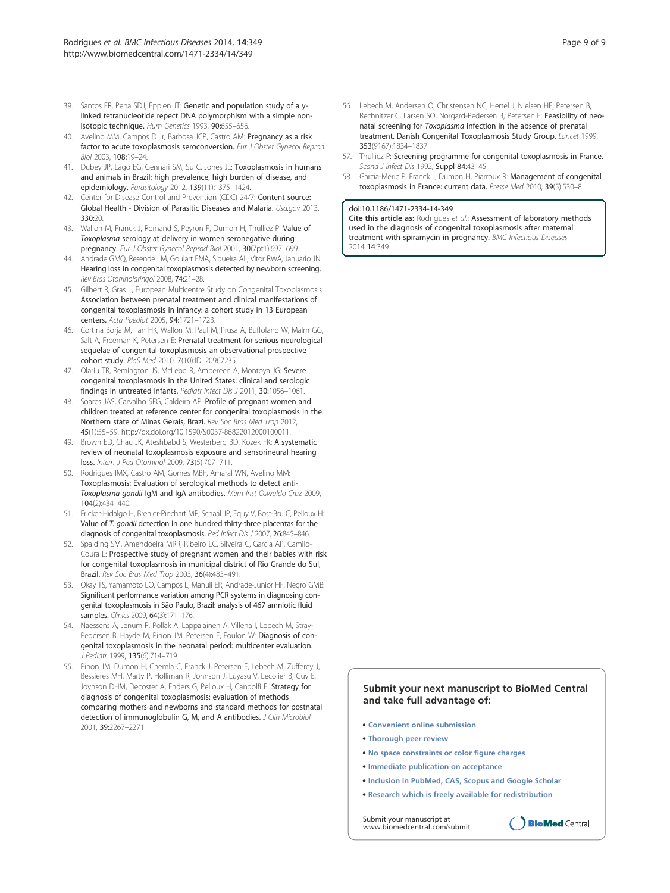39. Santos FR, Pena SDJ, Epplen JT: Genetic and population study of a y-linked tetranucleotide repect DNA polymorphism with a simple non-isotopic technique. *Hum Genetics* 1993, **90:**655–656.
40. Avelino MM, Campos D Jr, Barbosa JCP, Castro AM: Pregnancy as a risk factor to acute toxoplasmosis seroconversion. *Eur J Obstet Gynecol Reprod Biol* 2003, **108:**19–24.
41. Dubey JP, Lago EG, Gennari SM, Su C, Jones JL: Toxoplasmosis in humans and animals in Brazil: high prevalence, high burden of disease, and epidemiology. *Parasitology* 2012, **139**(11):1375–1424.
42. Center for Disease Control and Prevention (CDC) 24/7: Content source: Global Health - Division of Parasitic Diseases and Malaria. *Usa.gov* 2013, **330:**20.
43. Wallon M, Franck J, Romand S, Peyron F, Dumon H, Thulliez P: Value of *Toxoplasma* serology at delivery in women seronegative during pregnancy. *Eur J Obstet Gynecol Reprod Biol* 2001, **30**(7pt1):697–699.
44. Andrade GMQ, Resende LM, Goulart EMA, Siqueira AL, Vitor RWA, Januario JN: Hearing loss in congenital toxoplasmosis detected by newborn screening. *Rev Bras Otorrinolaringol* 2008, **74:**21–28.
45. Gilbert R, Gras L, European Multicentre Study on Congenital Toxoplasmosis: Association between prenatal treatment and clinical manifestations of congenital toxoplasmosis in infancy: a cohort study in 13 European centers. *Acta Paediat* 2005, **94:**1721–1723.
46. Cortina Borja M, Tan HK, Wallon M, Paul M, Prusa A, Buffolano W, Malm GG, Salt A, Freeman K, Petersen E: Prenatal treatment for serious neurological sequelae of congenital toxoplasmosis an observational prospective cohort study. *PloS Med* 2010, **7**(10):ID: 20967235.
47. Olariu TR, Remington JS, McLeod R, Ambereen A, Montoya JG: Severe congenital toxoplasmosis in the United States: clinical and serologic findings in untreated infants. *Pediatr Infect Dis J* 2011, **30:**1056–1061.
48. Soares JAS, Carvalho SFG, Caldeira AP: Profile of pregnant women and children treated at reference center for congenital toxoplasmosis in the Northern state of Minas Gerais, Brazi. *Rev Soc Bras Med Trop* 2012, **45**(1):55–59. http://dx.doi.org/10.1590/S0037-86822012000100011.
49. Brown ED, Chau JK, Ateshbabd S, Westerberg BD, Kozek FK: A systematic review of neonatal toxoplasmosis exposure and sensorineural hearing loss. *Intern J Ped Otorhinol* 2009, **73**(5):707–711.
50. Rodrigues IMX, Castro AM, Gomes MBF, Amaral WN, Avelino MM: Toxoplasmosis: Evaluation of serological methods to detect anti-*Toxoplasma gondii* IgM and IgA antibodies. *Mem Inst Oswaldo Cruz* 2009, **104**(2):434–440.
51. Fricker-Hidalgo H, Brenier-Pinchart MP, Schaal JP, Equy V, Bost-Bru C, Pelloux H: Value of *T. gondii* detection in one hundred thirty-three placentas for the diagnosis of congenital toxoplasmosis. *Ped Infect Dis J* 2007, **26:**845–846.
52. Spalding SM, Amendoeira MRR, Ribeiro LC, Silveira C, Garcia AP, Camilo-Coura L: Prospective study of pregnant women and their babies with risk for congenital toxoplasmosis in municipal district of Rio Grande do Sul, Brazil. *Rev Soc Bras Med Trop* 2003, **36**(4):483–491.
53. Okay TS, Yamamoto LO, Campos L, Manuli ER, Andrade-Junior HF, Negro GMB: Significant performance variation among PCR systems in diagnosing congenital toxoplasmosis in São Paulo, Brazil: analysis of 467 amniotic fluid samples. *Clinics* 2009, **64**(3):171–176.
54. Naessens A, Jenum P, Pollak A, Lappalainen A, Villena I, Lebech M, Stray-Pedersen B, Hayde M, Pinon JM, Petersen E, Foulon W: Diagnosis of congenital toxoplasmosis in the neonatal period: multicenter evaluation. *J Pediatr* 1999, **135**(6):714–719.
55. Pinon JM, Dumon H, Chemla C, Franck J, Petersen E, Lebech M, Zufferey J, Bessieres MH, Marty P, Holliman R, Johnson J, Luyasu V, Lecolier B, Guy E, Joynson DHM, Decoster A, Enders G, Pelloux H, Candolfi E: Strategy for diagnosis of congenital toxoplasmosis: evaluation of methods comparing mothers and newborns and standard methods for postnatal detection of immunoglobulin G, M, and A antibodies. *J Clin Microbiol* 2001, **39:**2267–2271.
56. Lebech M, Andersen O, Christensen NC, Hertel J, Nielsen HE, Petersen B, Rechnitzer C, Larsen SO, Norgard-Pedersen B, Petersen E: Feasibility of neonatal screening for *Toxoplasma* infection in the absence of prenatal treatment. Danish Congenital Toxoplasmosis Study Group. *Lancet* 1999, **353**(9167):1834–1837.
57. Thulliez P: Screening programme for congenital toxoplasmosis in France. *Scand J Infect Dis* 1992, **Suppl 84:**43–45.
58. Garcia-Méric P, Franck J, Dumon H, Piarroux R: Management of congenital toxoplasmosis in France: current data. *Presse Med* 2010, **39**(5):530–8.

doi:10.1186/1471-2334-14-349

**Cite this article as:** Rodrigues *et al.*: Assessment of laboratory methods used in the diagnosis of congenital toxoplasmosis after maternal treatment with spiramycin in pregnancy. *BMC Infectious Diseases* 2014 **14**:349.

**Submit your next manuscript to BioMed Central and take full advantage of:**

- **Convenient online submission**
- **Thorough peer review**
- **No space constraints or color figure charges**
- **Immediate publication on acceptance**
- **Inclusion in PubMed, CAS, Scopus and Google Scholar**
- **Research which is freely available for redistribution**

Submit your manuscript at
www.biomedcentral.com/submit

BioMed Central